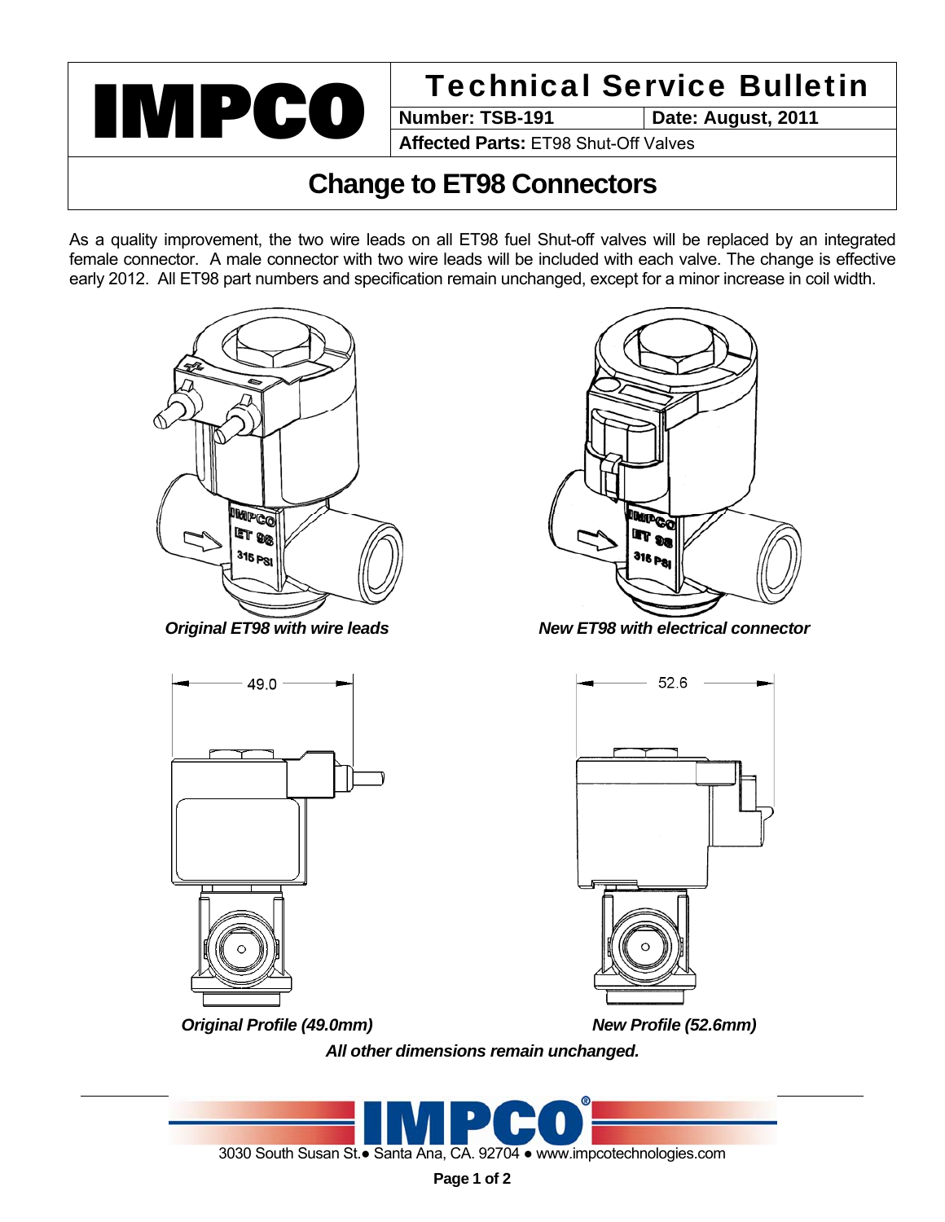# IMPCO

## Technical Service Bulletin

| Number: TSB-191 | Date: August, 2011 |
| --- | --- |
| **Affected Parts:** ET98 Shut-Off Valves | |

## Change to ET98 Connectors

As a quality improvement, the two wire leads on all ET98 fuel Shut-off valves will be replaced by an integrated female connector. A male connector with two wire leads will be included with each valve. The change is effective early 2012. All ET98 part numbers and specification remain unchanged, except for a minor increase in coil width.

*Original ET98 with wire leads*

*New ET98 with electrical connector*

*Original Profile (49.0mm)*

*New Profile (52.6mm)*

*All other dimensions remain unchanged.*

3030 South Susan St.● Santa Ana, CA. 92704 ● www.impcotechnologies.com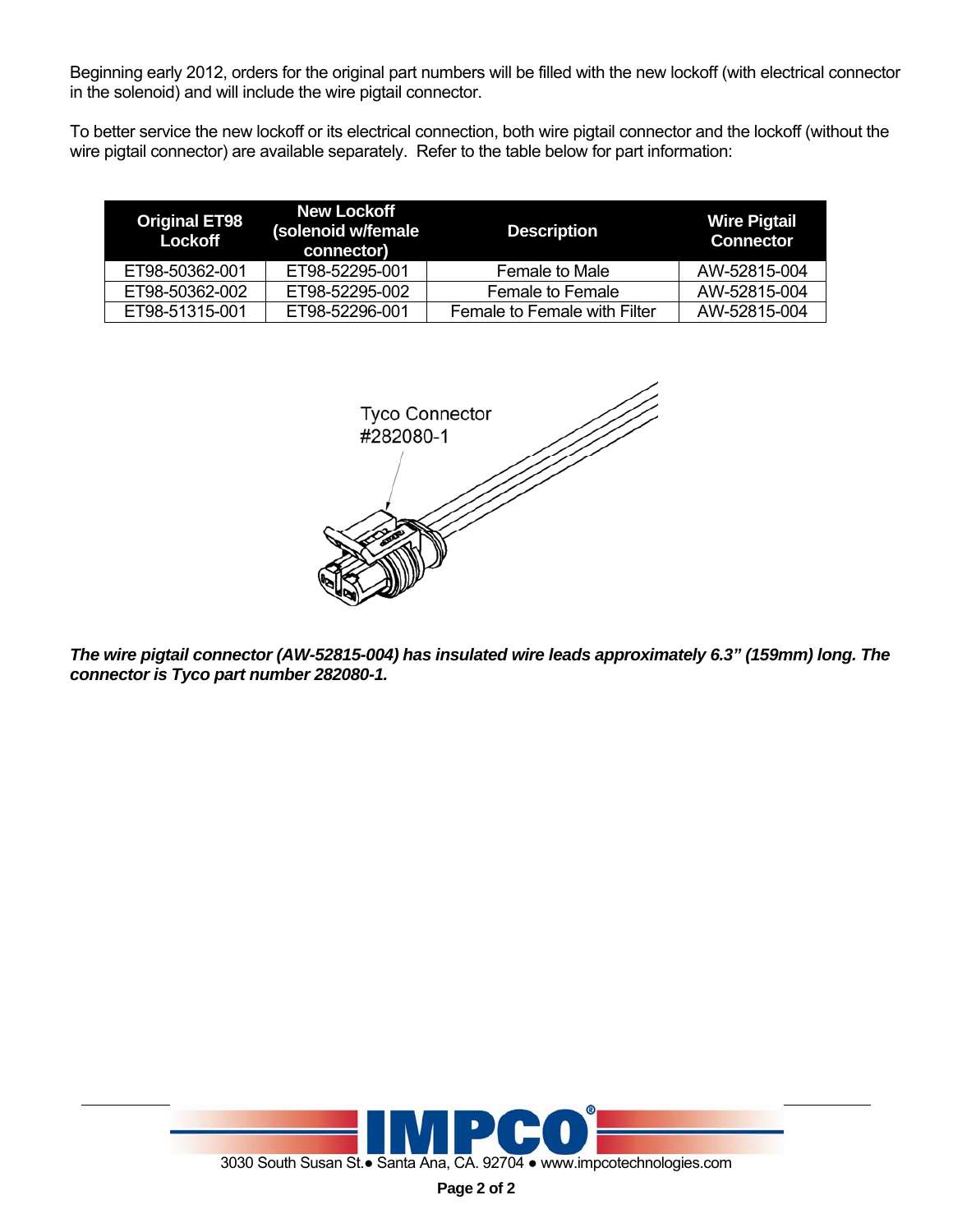Beginning early 2012, orders for the original part numbers will be filled with the new lockoff (with electrical connector in the solenoid) and will include the wire pigtail connector.

To better service the new lockoff or its electrical connection, both wire pigtail connector and the lockoff (without the wire pigtail connector) are available separately. Refer to the table below for part information:

| Original ET98 Lockoff | New Lockoff (solenoid w/female connector) | Description | Wire Pigtail Connector |
|---|---|---|---|
| ET98-50362-001 | ET98-52295-001 | Female to Male | AW-52815-004 |
| ET98-50362-002 | ET98-52295-002 | Female to Female | AW-52815-004 |
| ET98-51315-001 | ET98-52296-001 | Female to Female with Filter | AW-52815-004 |

Tyco Connector
#282080-1

***The wire pigtail connector (AW-52815-004) has insulated wire leads approximately 6.3" (159mm) long. The connector is Tyco part number 282080-1.***

IMPCO®

3030 South Susan St.● Santa Ana, CA. 92704 ● www.impcotechnologies.com